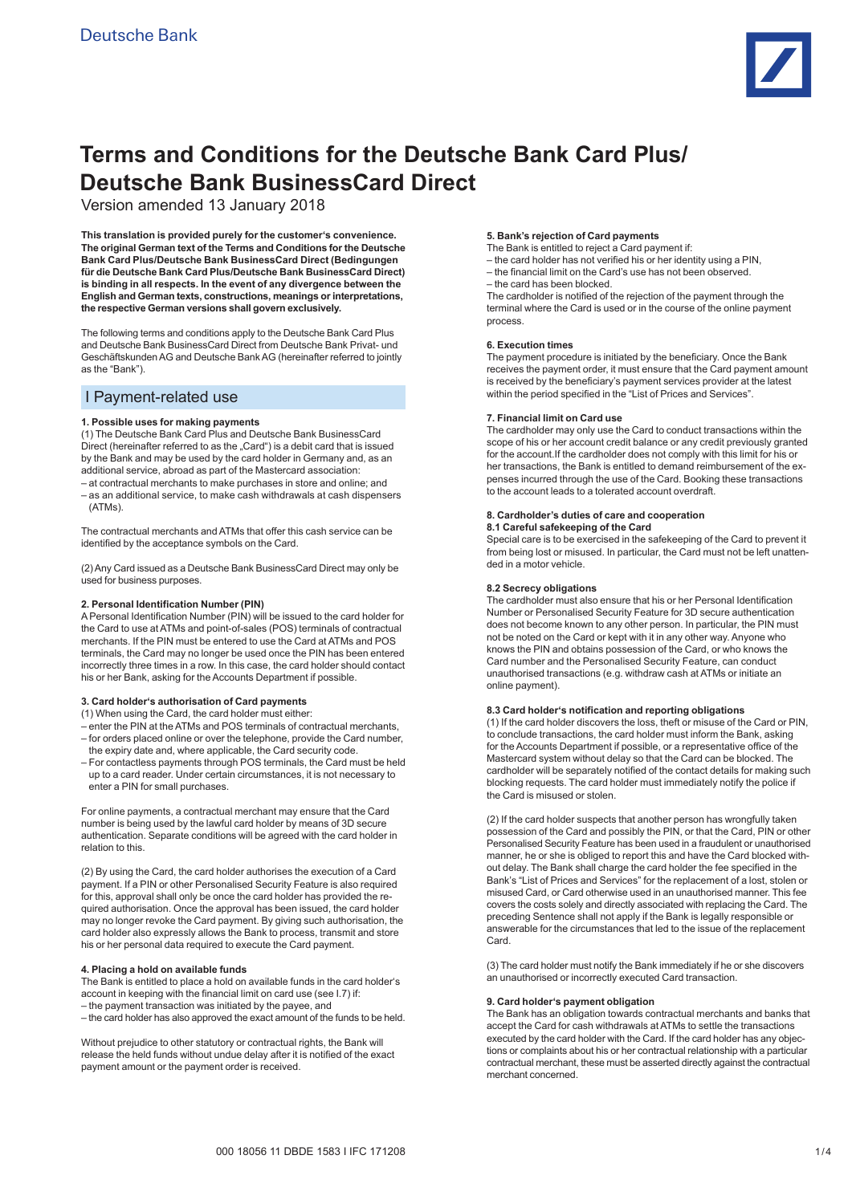Deutsche Bank

# Terms and Conditions for the Deutsche Bank Card Plus/ Deutsche Bank BusinessCard Direct

Version amended 13 January 2018

**This translation is provided purely for the customer's convenience. The original German text of the Terms and Conditions for the Deutsche Bank Card Plus/Deutsche Bank BusinessCard Direct (Bedingungen für die Deutsche Bank Card Plus/Deutsche Bank BusinessCard Direct) is binding in all respects. In the event of any divergence between the English and German texts, constructions, meanings or interpretations, the respective German versions shall govern exclusively.**

The following terms and conditions apply to the Deutsche Bank Card Plus and Deutsche Bank BusinessCard Direct from Deutsche Bank Privat- und Geschäftskunden AG and Deutsche Bank AG (hereinafter referred to jointly as the "Bank").

## I Payment-related use

### 1. Possible uses for making payments

(1) The Deutsche Bank Card Plus and Deutsche Bank BusinessCard Direct (hereinafter referred to as the „Card") is a debit card that is issued by the Bank and may be used by the card holder in Germany and, as an additional service, abroad as part of the Mastercard association:

– at contractual merchants to make purchases in store and online; and
– as an additional service, to make cash withdrawals at cash dispensers (ATMs).

The contractual merchants and ATMs that offer this cash service can be identified by the acceptance symbols on the Card.

(2) Any Card issued as a Deutsche Bank BusinessCard Direct may only be used for business purposes.

### 2. Personal Identification Number (PIN)

A Personal Identification Number (PIN) will be issued to the card holder for the Card to use at ATMs and point-of-sales (POS) terminals of contractual merchants. If the PIN must be entered to use the Card at ATMs and POS terminals, the Card may no longer be used once the PIN has been entered incorrectly three times in a row. In this case, the card holder should contact his or her Bank, asking for the Accounts Department if possible.

### 3. Card holder's authorisation of Card payments

(1) When using the Card, the card holder must either:

– enter the PIN at the ATMs and POS terminals of contractual merchants,
– for orders placed online or over the telephone, provide the Card number, the expiry date and, where applicable, the Card security code.
– For contactless payments through POS terminals, the Card must be held up to a card reader. Under certain circumstances, it is not necessary to enter a PIN for small purchases.

For online payments, a contractual merchant may ensure that the Card number is being used by the lawful card holder by means of 3D secure authentication. Separate conditions will be agreed with the card holder in relation to this.

(2) By using the Card, the card holder authorises the execution of a Card payment. If a PIN or other Personalised Security Feature is also required for this, approval shall only be once the card holder has provided the required authorisation. Once the approval has been issued, the card holder may no longer revoke the Card payment. By giving such authorisation, the card holder also expressly allows the Bank to process, transmit and store his or her personal data required to execute the Card payment.

### 4. Placing a hold on available funds

The Bank is entitled to place a hold on available funds in the card holder's account in keeping with the financial limit on card use (see I.7) if:

– the payment transaction was initiated by the payee, and
– the card holder has also approved the exact amount of the funds to be held.

Without prejudice to other statutory or contractual rights, the Bank will release the held funds without undue delay after it is notified of the exact payment amount or the payment order is received.

### 5. Bank's rejection of Card payments

The Bank is entitled to reject a Card payment if:

– the card holder has not verified his or her identity using a PIN,
– the financial limit on the Card's use has not been observed.
– the card has been blocked.

The cardholder is notified of the rejection of the payment through the terminal where the Card is used or in the course of the online payment process.

### 6. Execution times

The payment procedure is initiated by the beneficiary. Once the Bank receives the payment order, it must ensure that the Card payment amount is received by the beneficiary's payment services provider at the latest within the period specified in the "List of Prices and Services".

### 7. Financial limit on Card use

The cardholder may only use the Card to conduct transactions within the scope of his or her account credit balance or any credit previously granted for the account.If the cardholder does not comply with this limit for his or her transactions, the Bank is entitled to demand reimbursement of the expenses incurred through the use of the Card. Booking these transactions to the account leads to a tolerated account overdraft.

### 8. Cardholder's duties of care and cooperation

#### 8.1 Careful safekeeping of the Card

Special care is to be exercised in the safekeeping of the Card to prevent it from being lost or misused. In particular, the Card must not be left unattended in a motor vehicle.

#### 8.2 Secrecy obligations

The cardholder must also ensure that his or her Personal Identification Number or Personalised Security Feature for 3D secure authentication does not become known to any other person. In particular, the PIN must not be noted on the Card or kept with it in any other way. Anyone who knows the PIN and obtains possession of the Card, or who knows the Card number and the Personalised Security Feature, can conduct unauthorised transactions (e.g. withdraw cash at ATMs or initiate an online payment).

#### 8.3 Card holder's notification and reporting obligations

(1) If the card holder discovers the loss, theft or misuse of the Card or PIN, to conclude transactions, the card holder must inform the Bank, asking for the Accounts Department if possible, or a representative office of the Mastercard system without delay so that the Card can be blocked. The cardholder will be separately notified of the contact details for making such blocking requests. The card holder must immediately notify the police if the Card is misused or stolen.

(2) If the card holder suspects that another person has wrongfully taken possession of the Card and possibly the PIN, or that the Card, PIN or other Personalised Security Feature has been used in a fraudulent or unauthorised manner, he or she is obliged to report this and have the Card blocked without delay. The Bank shall charge the card holder the fee specified in the Bank's "List of Prices and Services" for the replacement of a lost, stolen or misused Card, or Card otherwise used in an unauthorised manner. This fee covers the costs solely and directly associated with replacing the Card. The preceding Sentence shall not apply if the Bank is legally responsible or answerable for the circumstances that led to the issue of the replacement Card.

(3) The card holder must notify the Bank immediately if he or she discovers an unauthorised or incorrectly executed Card transaction.

### 9. Card holder's payment obligation

The Bank has an obligation towards contractual merchants and banks that accept the Card for cash withdrawals at ATMs to settle the transactions executed by the card holder with the Card. If the card holder has any objections or complaints about his or her contractual relationship with a particular contractual merchant, these must be asserted directly against the contractual merchant concerned.

000 18056 11 DBDE 1583 I IFC 171208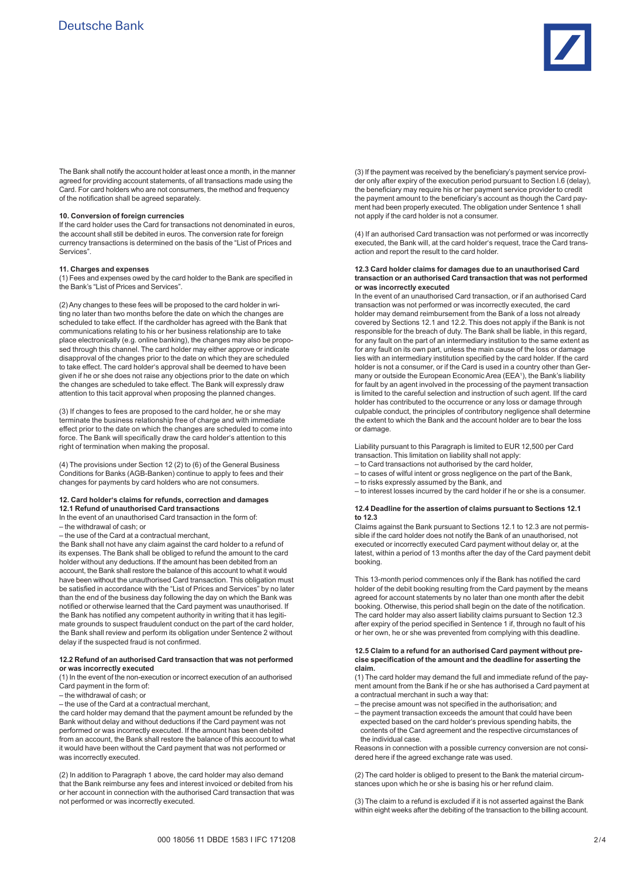The Bank shall notify the account holder at least once a month, in the manner agreed for providing account statements, of all transactions made using the Card. For card holders who are not consumers, the method and frequency of the notification shall be agreed separately.

**10. Conversion of foreign currencies**

If the card holder uses the Card for transactions not denominated in euros, the account shall still be debited in euros. The conversion rate for foreign currency transactions is determined on the basis of the "List of Prices and Services".

**11. Charges and expenses**

(1) Fees and expenses owed by the card holder to the Bank are specified in the Bank's "List of Prices and Services".

(2) Any changes to these fees will be proposed to the card holder in writing no later than two months before the date on which the changes are scheduled to take effect. If the cardholder has agreed with the Bank that communications relating to his or her business relationship are to take place electronically (e.g. online banking), the changes may also be proposed through this channel. The card holder may either approve or indicate disapproval of the changes prior to the date on which they are scheduled to take effect. The card holder's approval shall be deemed to have been given if he or she does not raise any objections prior to the date on which the changes are scheduled to take effect. The Bank will expressly draw attention to this tacit approval when proposing the planned changes.

(3) If changes to fees are proposed to the card holder, he or she may terminate the business relationship free of charge and with immediate effect prior to the date on which the changes are scheduled to come into force. The Bank will specifically draw the card holder's attention to this right of termination when making the proposal.

(4) The provisions under Section 12 (2) to (6) of the General Business Conditions for Banks (AGB-Banken) continue to apply to fees and their changes for payments by card holders who are not consumers.

**12. Card holder's claims for refunds, correction and damages**

**12.1 Refund of unauthorised Card transactions**

In the event of an unauthorised Card transaction in the form of:

– the withdrawal of cash; or
– the use of the Card at a contractual merchant,

the Bank shall not have any claim against the card holder to a refund of its expenses. The Bank shall be obliged to refund the amount to the card holder without any deductions. If the amount has been debited from an account, the Bank shall restore the balance of this account to what it would have been without the unauthorised Card transaction. This obligation must be satisfied in accordance with the "List of Prices and Services" by no later than the end of the business day following the day on which the Bank was notified or otherwise learned that the Card payment was unauthorised. If the Bank has notified any competent authority in writing that it has legitimate grounds to suspect fraudulent conduct on the part of the card holder, the Bank shall review and perform its obligation under Sentence 2 without delay if the suspected fraud is not confirmed.

**12.2 Refund of an authorised Card transaction that was not performed or was incorrectly executed**

(1) In the event of the non-execution or incorrect execution of an authorised Card payment in the form of:

– the withdrawal of cash; or
– the use of the Card at a contractual merchant,

the card holder may demand that the payment amount be refunded by the Bank without delay and without deductions if the Card payment was not performed or was incorrectly executed. If the amount has been debited from an account, the Bank shall restore the balance of this account to what it would have been without the Card payment that was not performed or was incorrectly executed.

(2) In addition to Paragraph 1 above, the card holder may also demand that the Bank reimburse any fees and interest invoiced or debited from his or her account in connection with the authorised Card transaction that was not performed or was incorrectly executed.

(3) If the payment was received by the beneficiary's payment service provider only after expiry of the execution period pursuant to Section I.6 (delay), the beneficiary may require his or her payment service provider to credit the payment amount to the beneficiary's account as though the Card payment had been properly executed. The obligation under Sentence 1 shall not apply if the card holder is not a consumer.

(4) If an authorised Card transaction was not performed or was incorrectly executed, the Bank will, at the card holder's request, trace the Card transaction and report the result to the card holder.

**12.3 Card holder claims for damages due to an unauthorised Card transaction or an authorised Card transaction that was not performed or was incorrectly executed**

In the event of an unauthorised Card transaction, or if an authorised Card transaction was not performed or was incorrectly executed, the card holder may demand reimbursement from the Bank of a loss not already covered by Sections 12.1 and 12.2. This does not apply if the Bank is not responsible for the breach of duty. The Bank shall be liable, in this regard, for any fault on the part of an intermediary institution to the same extent as for any fault on its own part, unless the main cause of the loss or damage lies with an intermediary institution specified by the card holder. If the card holder is not a consumer, or if the Card is used in a country other than Germany or outside the European Economic Area (EEA[1]), the Bank's liability for fault by an agent involved in the processing of the payment transaction is limited to the careful selection and instruction of such agent. IIf the card holder has contributed to the occurrence or any loss or damage through culpable conduct, the principles of contributory negligence shall determine the extent to which the Bank and the account holder are to bear the loss or damage.

Liability pursuant to this Paragraph is limited to EUR 12,500 per Card transaction. This limitation on liability shall not apply:

– to Card transactions not authorised by the card holder,
– to cases of wilful intent or gross negligence on the part of the Bank,
– to risks expressly assumed by the Bank, and
– to interest losses incurred by the card holder if he or she is a consumer.

**12.4 Deadline for the assertion of claims pursuant to Sections 12.1 to 12.3**

Claims against the Bank pursuant to Sections 12.1 to 12.3 are not permissible if the card holder does not notify the Bank of an unauthorised, not executed or incorrectly executed Card payment without delay or, at the latest, within a period of 13 months after the day of the Card payment debit booking.

This 13-month period commences only if the Bank has notified the card holder of the debit booking resulting from the Card payment by the means agreed for account statements by no later than one month after the debit booking. Otherwise, this period shall begin on the date of the notification. The card holder may also assert liability claims pursuant to Section 12.3 after expiry of the period specified in Sentence 1 if, through no fault of his or her own, he or she was prevented from complying with this deadline.

**12.5 Claim to a refund for an authorised Card payment without precise specification of the amount and the deadline for asserting the claim.**

(1) The card holder may demand the full and immediate refund of the payment amount from the Bank if he or she has authorised a Card payment at a contractual merchant in such a way that:

– the precise amount was not specified in the authorisation; and
– the payment transaction exceeds the amount that could have been expected based on the card holder's previous spending habits, the contents of the Card agreement and the respective circumstances of the individual case.

Reasons in connection with a possible currency conversion are not considered here if the agreed exchange rate was used.

(2) The card holder is obliged to present to the Bank the material circumstances upon which he or she is basing his or her refund claim.

(3) The claim to a refund is excluded if it is not asserted against the Bank within eight weeks after the debiting of the transaction to the billing account.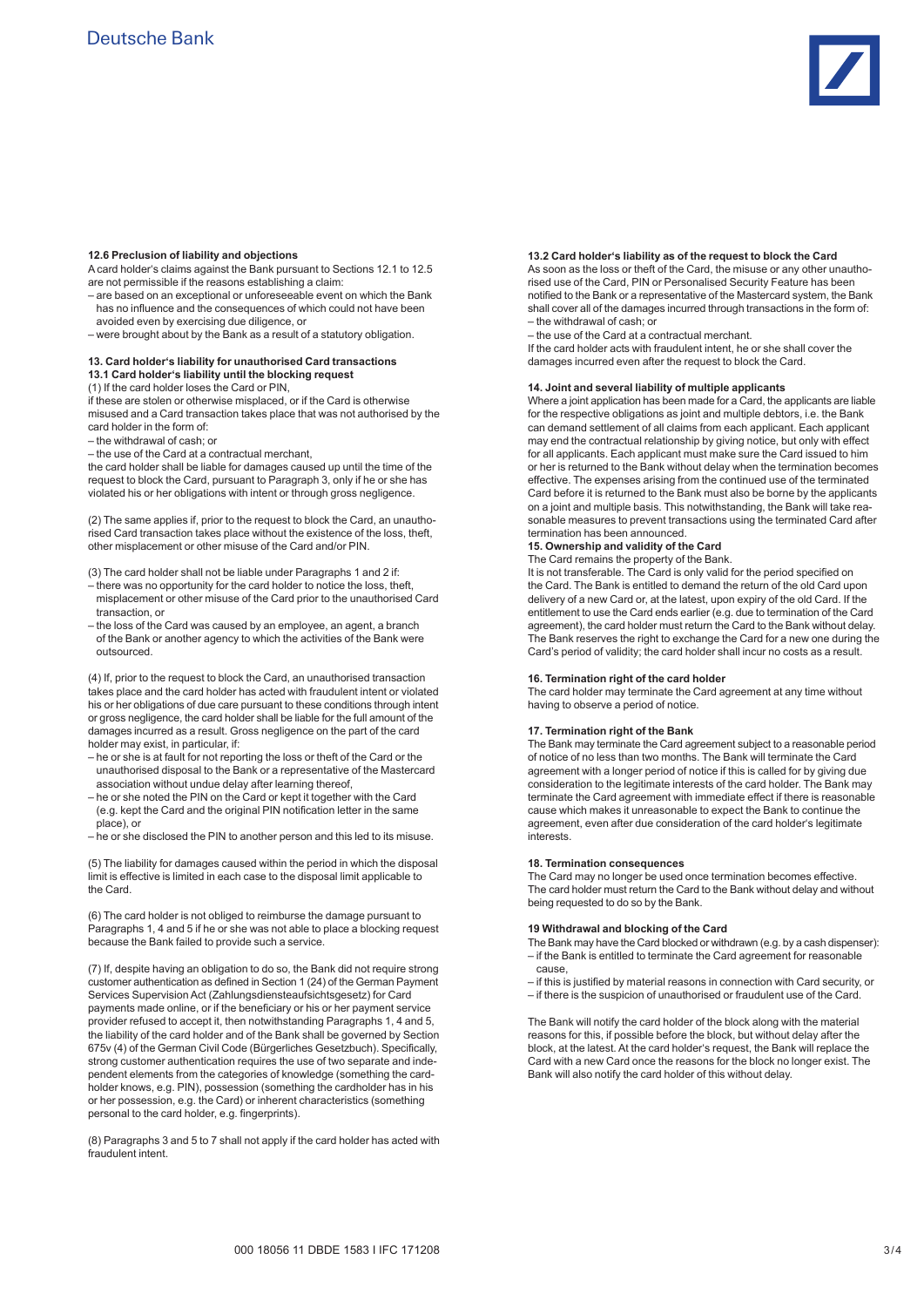### 12.6 Preclusion of liability and objections

A card holder's claims against the Bank pursuant to Sections 12.1 to 12.5 are not permissible if the reasons establishing a claim:

- are based on an exceptional or unforeseeable event on which the Bank has no influence and the consequences of which could not have been avoided even by exercising due diligence, or
- were brought about by the Bank as a result of a statutory obligation.

## 13. Card holder's liability for unauthorised Card transactions

### 13.1 Card holder's liability until the blocking request

(1) If the card holder loses the Card or PIN, if these are stolen or otherwise misplaced, or if the Card is otherwise misused and a Card transaction takes place that was not authorised by the card holder in the form of:

- the withdrawal of cash; or
- the use of the Card at a contractual merchant,

the card holder shall be liable for damages caused up until the time of the request to block the Card, pursuant to Paragraph 3, only if he or she has violated his or her obligations with intent or through gross negligence.

(2) The same applies if, prior to the request to block the Card, an unauthorised Card transaction takes place without the existence of the loss, theft, other misplacement or other misuse of the Card and/or PIN.

(3) The card holder shall not be liable under Paragraphs 1 and 2 if:

- there was no opportunity for the card holder to notice the loss, theft, misplacement or other misuse of the Card prior to the unauthorised Card transaction, or
- the loss of the Card was caused by an employee, an agent, a branch of the Bank or another agency to which the activities of the Bank were outsourced.

(4) If, prior to the request to block the Card, an unauthorised transaction takes place and the card holder has acted with fraudulent intent or violated his or her obligations of due care pursuant to these conditions through intent or gross negligence, the card holder shall be liable for the full amount of the damages incurred as a result. Gross negligence on the part of the card holder may exist, in particular, if:

- he or she is at fault for not reporting the loss or theft of the Card or the unauthorised disposal to the Bank or a representative of the Mastercard association without undue delay after learning thereof,
- he or she noted the PIN on the Card or kept it together with the Card (e.g. kept the Card and the original PIN notification letter in the same place), or
- he or she disclosed the PIN to another person and this led to its misuse.

(5) The liability for damages caused within the period in which the disposal limit is effective is limited in each case to the disposal limit applicable to the Card.

(6) The card holder is not obliged to reimburse the damage pursuant to Paragraphs 1, 4 and 5 if he or she was not able to place a blocking request because the Bank failed to provide such a service.

(7) If, despite having an obligation to do so, the Bank did not require strong customer authentication as defined in Section 1 (24) of the German Payment Services Supervision Act (Zahlungsdiensteaufsichtsgesetz) for Card payments made online, or if the beneficiary or his or her payment service provider refused to accept it, then notwithstanding Paragraphs 1, 4 and 5, the liability of the card holder and of the Bank shall be governed by Section 675v (4) of the German Civil Code (Bürgerliches Gesetzbuch). Specifically, strong customer authentication requires the use of two separate and independent elements from the categories of knowledge (something the cardholder knows, e.g. PIN), possession (something the cardholder has in his or her possession, e.g. the Card) or inherent characteristics (something personal to the card holder, e.g. fingerprints).

(8) Paragraphs 3 and 5 to 7 shall not apply if the card holder has acted with fraudulent intent.

### 13.2 Card holder's liability as of the request to block the Card

As soon as the loss or theft of the Card, the misuse or any other unauthorised use of the Card, PIN or Personalised Security Feature has been notified to the Bank or a representative of the Mastercard system, the Bank shall cover all of the damages incurred through transactions in the form of:

- the withdrawal of cash; or
- the use of the Card at a contractual merchant.

If the card holder acts with fraudulent intent, he or she shall cover the damages incurred even after the request to block the Card.

## 14. Joint and several liability of multiple applicants

Where a joint application has been made for a Card, the applicants are liable for the respective obligations as joint and multiple debtors, i.e. the Bank can demand settlement of all claims from each applicant. Each applicant may end the contractual relationship by giving notice, but only with effect for all applicants. Each applicant must make sure the Card issued to him or her is returned to the Bank without delay when the termination becomes effective. The expenses arising from the continued use of the terminated Card before it is returned to the Bank must also be borne by the applicants on a joint and multiple basis. This notwithstanding, the Bank will take reasonable measures to prevent transactions using the terminated Card after termination has been announced.

## 15. Ownership and validity of the Card

The Card remains the property of the Bank.

It is not transferable. The Card is only valid for the period specified on the Card. The Bank is entitled to demand the return of the old Card upon delivery of a new Card or, at the latest, upon expiry of the old Card. If the entitlement to use the Card ends earlier (e.g. due to termination of the Card agreement), the card holder must return the Card to the Bank without delay. The Bank reserves the right to exchange the Card for a new one during the Card's period of validity; the card holder shall incur no costs as a result.

## 16. Termination right of the card holder

The card holder may terminate the Card agreement at any time without having to observe a period of notice.

## 17. Termination right of the Bank

The Bank may terminate the Card agreement subject to a reasonable period of notice of no less than two months. The Bank will terminate the Card agreement with a longer period of notice if this is called for by giving due consideration to the legitimate interests of the card holder. The Bank may terminate the Card agreement with immediate effect if there is reasonable cause which makes it unreasonable to expect the Bank to continue the agreement, even after due consideration of the card holder's legitimate interests.

## 18. Termination consequences

The Card may no longer be used once termination becomes effective. The card holder must return the Card to the Bank without delay and without being requested to do so by the Bank.

## 19 Withdrawal and blocking of the Card

The Bank may have the Card blocked or withdrawn (e.g. by a cash dispenser):

- if the Bank is entitled to terminate the Card agreement for reasonable cause,
- if this is justified by material reasons in connection with Card security, or
- if there is the suspicion of unauthorised or fraudulent use of the Card.

The Bank will notify the card holder of the block along with the material reasons for this, if possible before the block, but without delay after the block, at the latest. At the card holder's request, the Bank will replace the Card with a new Card once the reasons for the block no longer exist. The Bank will also notify the card holder of this without delay.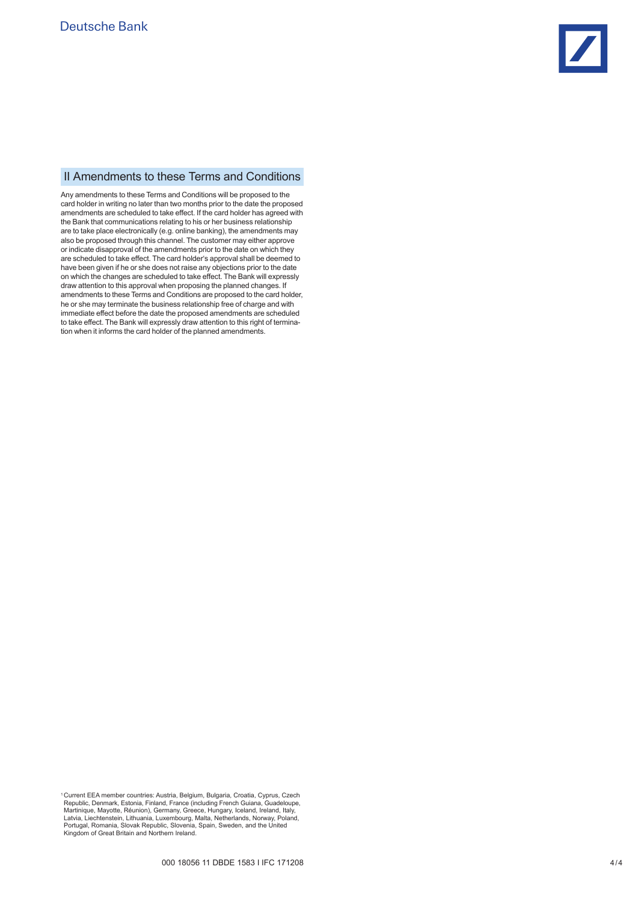## II Amendments to these Terms and Conditions

Any amendments to these Terms and Conditions will be proposed to the card holder in writing no later than two months prior to the date the proposed amendments are scheduled to take effect. If the card holder has agreed with the Bank that communications relating to his or her business relationship are to take place electronically (e.g. online banking), the amendments may also be proposed through this channel. The customer may either approve or indicate disapproval of the amendments prior to the date on which they are scheduled to take effect. The card holder's approval shall be deemed to have been given if he or she does not raise any objections prior to the date on which the changes are scheduled to take effect. The Bank will expressly draw attention to this approval when proposing the planned changes. If amendments to these Terms and Conditions are proposed to the card holder, he or she may terminate the business relationship free of charge and with immediate effect before the date the proposed amendments are scheduled to take effect. The Bank will expressly draw attention to this right of termination when it informs the card holder of the planned amendments.

[1] Current EEA member countries: Austria, Belgium, Bulgaria, Croatia, Cyprus, Czech Republic, Denmark, Estonia, Finland, France (including French Guiana, Guadeloupe, Martinique, Mayotte, Réunion), Germany, Greece, Hungary, Iceland, Ireland, Italy, Latvia, Liechtenstein, Lithuania, Luxembourg, Malta, Netherlands, Norway, Poland, Portugal, Romania, Slovak Republic, Slovenia, Spain, Sweden, and the United Kingdom of Great Britain and Northern Ireland.

000 18056 11 DBDE 1583 I IFC 171208